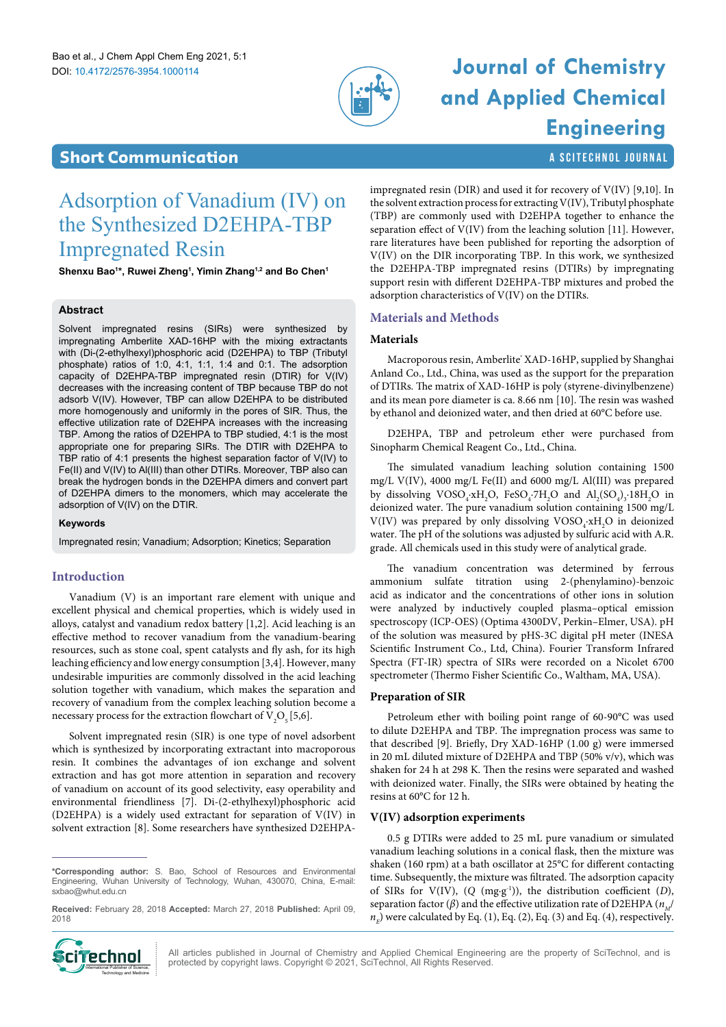**Short Communication**

# Adsorption of Vanadium (IV) on the Synthesized D2EHPA-TBP Impregnated Resin

**Shenxu Bao[1]\*, Ruwei Zheng[1], Yimin Zhang[1,2] and Bo Chen[1]**

## Abstract

Solvent impregnated resins (SIRs) were synthesized by impregnating Amberlite XAD-16HP with the mixing extractants with (Di-(2-ethylhexyl)phosphoric acid (D2EHPA) to TBP (Tributyl phosphate) ratios of 1:0, 4:1, 1:1, 1:4 and 0:1. The adsorption capacity of D2EHPA-TBP impregnated resin (DTIR) for V(IV) decreases with the increasing content of TBP because TBP do not adsorb V(IV). However, TBP can allow D2EHPA to be distributed more homogenously and uniformly in the pores of SIR. Thus, the effective utilization rate of D2EHPA increases with the increasing TBP. Among the ratios of D2EHPA to TBP studied, 4:1 is the most appropriate one for preparing SIRs. The DTIR with D2EHPA to TBP ratio of 4:1 presents the highest separation factor of V(IV) to Fe(II) and V(IV) to Al(III) than other DTIRs. Moreover, TBP also can break the hydrogen bonds in the D2EHPA dimers and convert part of D2EHPA dimers to the monomers, which may accelerate the adsorption of V(IV) on the DTIR.

### Keywords

Impregnated resin; Vanadium; Adsorption; Kinetics; Separation

## Introduction

Vanadium (V) is an important rare element with unique and excellent physical and chemical properties, which is widely used in alloys, catalyst and vanadium redox battery [1,2]. Acid leaching is an effective method to recover vanadium from the vanadium-bearing resources, such as stone coal, spent catalysts and fly ash, for its high leaching efficiency and low energy consumption [3,4]. However, many undesirable impurities are commonly dissolved in the acid leaching solution together with vanadium, which makes the separation and recovery of vanadium from the complex leaching solution become a necessary process for the extraction flowchart of $V_2O_5$ [5,6].

Solvent impregnated resin (SIR) is one type of novel adsorbent which is synthesized by incorporating extractant into macroporous resin. It combines the advantages of ion exchange and solvent extraction and has got more attention in separation and recovery of vanadium on account of its good selectivity, easy operability and environmental friendliness [7]. Di-(2-ethylhexyl)phosphoric acid (D2EHPA) is a widely used extractant for separation of V(IV) in solvent extraction [8]. Some researchers have synthesized D2EHPA-impregnated resin (DIR) and used it for recovery of V(IV) [9,10]. In the solvent extraction process for extracting V(IV), Tributyl phosphate (TBP) are commonly used with D2EHPA together to enhance the separation effect of V(IV) from the leaching solution [11]. However, rare literatures have been published for reporting the adsorption of V(IV) on the DIR incorporating TBP. In this work, we synthesized the D2EHPA-TBP impregnated resins (DTIRs) by impregnating support resin with different D2EHPA-TBP mixtures and probed the adsorption characteristics of V(IV) on the DTIRs.

\*Corresponding author: S. Bao, School of Resources and Environmental Engineering, Wuhan University of Technology, Wuhan, 430070, China, E-mail: sxbao@whut.edu.cn

**Received:** February 28, 2018 **Accepted:** March 27, 2018 **Published:** April 09, 2018

## Materials and Methods

### Materials

Macroporous resin, Amberlite® XAD-16HP, supplied by Shanghai Anland Co., Ltd., China, was used as the support for the preparation of DTIRs. The matrix of XAD-16HP is poly (styrene-divinylbenzene) and its mean pore diameter is ca. 8.66 nm [10]. The resin was washed by ethanol and deionized water, and then dried at 60°C before use.

D2EHPA, TBP and petroleum ether were purchased from Sinopharm Chemical Reagent Co., Ltd., China.

The simulated vanadium leaching solution containing 1500 mg/L V(IV), 4000 mg/L Fe(II) and 6000 mg/L Al(III) was prepared by dissolving $VOSO_4 \cdot xH_2O$, $FeSO_4 \cdot 7H_2O$ and $Al_2(SO_4)_3 \cdot 18H_2O$ in deionized water. The pure vanadium solution containing 1500 mg/L V(IV) was prepared by only dissolving $VOSO_4 \cdot xH_2O$ in deionized water. The pH of the solutions was adjusted by sulfuric acid with A.R. grade. All chemicals used in this study were of analytical grade.

The vanadium concentration was determined by ferrous ammonium sulfate titration using 2-(phenylamino)-benzoic acid as indicator and the concentrations of other ions in solution were analyzed by inductively coupled plasma–optical emission spectroscopy (ICP-OES) (Optima 4300DV, Perkin–Elmer, USA). pH of the solution was measured by pHS-3C digital pH meter (INESA Scientific Instrument Co., Ltd, China). Fourier Transform Infrared Spectra (FT-IR) spectra of SIRs were recorded on a Nicolet 6700 spectrometer (Thermo Fisher Scientific Co., Waltham, MA, USA).

### Preparation of SIR

Petroleum ether with boiling point range of 60-90°C was used to dilute D2EHPA and TBP. The impregnation process was same to that described [9]. Briefly, Dry XAD-16HP (1.00 g) were immersed in 20 mL diluted mixture of D2EHPA and TBP (50% v/v), which was shaken for 24 h at 298 K. Then the resins were separated and washed with deionized water. Finally, the SIRs were obtained by heating the resins at 60°C for 12 h.

### V(IV) adsorption experiments

0.5 g DTIRs were added to 25 mL pure vanadium or simulated vanadium leaching solutions in a conical flask, then the mixture was shaken (160 rpm) at a bath oscillator at 25°C for different contacting time. Subsequently, the mixture was filtrated. The adsorption capacity of SIRs for V(IV), ($Q$ ($mg \cdot g^{-1}$)), the distribution coefficient ($D$), separation factor ($\beta$) and the effective utilization rate of D2EHPA ($n_M/n_E$) were calculated by Eq. (1), Eq. (2), Eq. (3) and Eq. (4), respectively.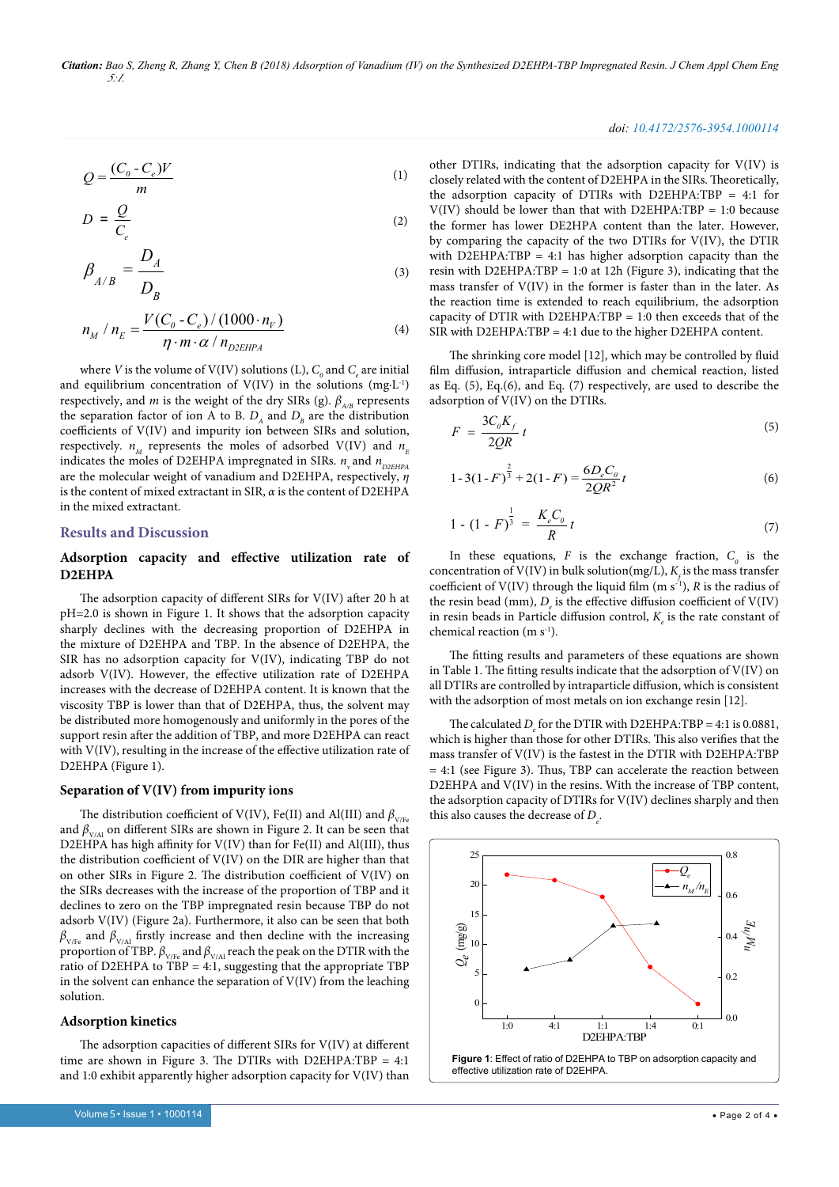$$Q = \frac{(C_0 - C_e)V}{m} \quad (1)$$

$$D = \frac{Q}{C_e} \quad (2)$$

$$\beta_{A/B} = \frac{D_A}{D_B} \quad (3)$$

$$n_M / n_E = \frac{V(C_0 - C_e)/(1000 \cdot n_V)}{\eta \cdot m \cdot \alpha / n_{D2EHPA}} \quad (4)$$

where $V$ is the volume of V(IV) solutions (L), $C_0$ and $C_e$ are initial and equilibrium concentration of V(IV) in the solutions (mg·L$^{-1}$) respectively, and $m$ is the weight of the dry SIRs (g). $\beta_{A/B}$ represents the separation factor of ion A to B. $D_A$ and $D_B$ are the distribution coefficients of V(IV) and impurity ion between SIRs and solution, respectively. $n_M$ represents the moles of adsorbed V(IV) and $n_E$ indicates the moles of D2EHPA impregnated in SIRs. $n_v$ and $n_{D2EHPA}$ are the molecular weight of vanadium and D2EHPA, respectively, $\eta$ is the content of mixed extractant in SIR, $\alpha$ is the content of D2EHPA in the mixed extractant.

## Results and Discussion

### Adsorption capacity and effective utilization rate of D2EHPA

The adsorption capacity of different SIRs for V(IV) after 20 h at pH=2.0 is shown in Figure 1. It shows that the adsorption capacity sharply declines with the decreasing proportion of D2EHPA in the mixture of D2EHPA and TBP. In the absence of D2EHPA, the SIR has no adsorption capacity for V(IV), indicating TBP do not adsorb V(IV). However, the effective utilization rate of D2EHPA increases with the decrease of D2EHPA content. It is known that the viscosity TBP is lower than that of D2EHPA, thus, the solvent may be distributed more homogenously and uniformly in the pores of the support resin after the addition of TBP, and more D2EHPA can react with V(IV), resulting in the increase of the effective utilization rate of D2EHPA (Figure 1).

### Separation of V(IV) from impurity ions

The distribution coefficient of V(IV), Fe(II) and Al(III) and $\beta_{V/Fe}$ and $\beta_{V/Al}$ on different SIRs are shown in Figure 2. It can be seen that D2EHPA has high affinity for V(IV) than for Fe(II) and Al(III), thus the distribution coefficient of V(IV) on the DIR are higher than that on other SIRs in Figure 2. The distribution coefficient of V(IV) on the SIRs decreases with the increase of the proportion of TBP and it declines to zero on the TBP impregnated resin because TBP do not adsorb V(IV) (Figure 2a). Furthermore, it also can be seen that both $\beta_{V/Fe}$ and $\beta_{V/Al}$ firstly increase and then decline with the increasing proportion of TBP. $\beta_{V/Fe}$ and $\beta_{V/Al}$ reach the peak on the DTIR with the ratio of D2EHPA to TBP = 4:1, suggesting that the appropriate TBP in the solvent can enhance the separation of V(IV) from the leaching solution.

### Adsorption kinetics

The adsorption capacities of different SIRs for V(IV) at different time are shown in Figure 3. The DTIRs with D2EHPA:TBP = 4:1 and 1:0 exhibit apparently higher adsorption capacity for V(IV) than other DTIRs, indicating that the adsorption capacity for V(IV) is closely related with the content of D2EHPA in the SIRs. Theoretically, the adsorption capacity of DTIRs with D2EHPA:TBP = 4:1 for V(IV) should be lower than that with D2EHPA:TBP = 1:0 because the former has lower DE2HPA content than the later. However, by comparing the capacity of the two DTIRs for V(IV), the DTIR with D2EHPA:TBP = 4:1 has higher adsorption capacity than the resin with D2EHPA:TBP = 1:0 at 12h (Figure 3), indicating that the mass transfer of V(IV) in the former is faster than in the later. As the reaction time is extended to reach equilibrium, the adsorption capacity of DTIR with D2EHPA:TBP = 1:0 then exceeds that of the SIR with D2EHPA:TBP = 4:1 due to the higher D2EHPA content.

The shrinking core model [12], which may be controlled by fluid film diffusion, intraparticle diffusion and chemical reaction, listed as Eq. (5), Eq.(6), and Eq. (7) respectively, are used to describe the adsorption of V(IV) on the DTIRs.

$$F = \frac{3C_0K_f}{2QR}t \quad (5)$$

$$1 - 3(1-F)^{\frac{2}{3}} + 2(1-F) = \frac{6D_eC_0}{2QR^2}t \quad (6)$$

$$1 - (1-F)^{\frac{1}{3}} = \frac{K_eC_0}{R}t \quad (7)$$

In these equations, $F$ is the exchange fraction, $C_0$ is the concentration of V(IV) in bulk solution(mg/L), $K_f$ is the mass transfer coefficient of V(IV) through the liquid film (m s$^{-1}$), $R$ is the radius of the resin bead (mm), $D_e$ is the effective diffusion coefficient of V(IV) in resin beads in Particle diffusion control, $K_e$ is the rate constant of chemical reaction (m s$^{-1}$).

The fitting results and parameters of these equations are shown in Table 1. The fitting results indicate that the adsorption of V(IV) on all DTIRs are controlled by intraparticle diffusion, which is consistent with the adsorption of most metals on ion exchange resin [12].

The calculated $D_e$ for the DTIR with D2EHPA:TBP = 4:1 is 0.0881, which is higher than those for other DTIRs. This also verifies that the mass transfer of V(IV) is the fastest in the DTIR with D2EHPA:TBP = 4:1 (see Figure 3). Thus, TBP can accelerate the reaction between D2EHPA and V(IV) in the resins. With the increase of TBP content, the adsorption capacity of DTIRs for V(IV) declines sharply and then this also causes the decrease of $D_e$.

**Figure 1**: Effect of ratio of D2EHPA to TBP on adsorption capacity and effective utilization rate of D2EHPA.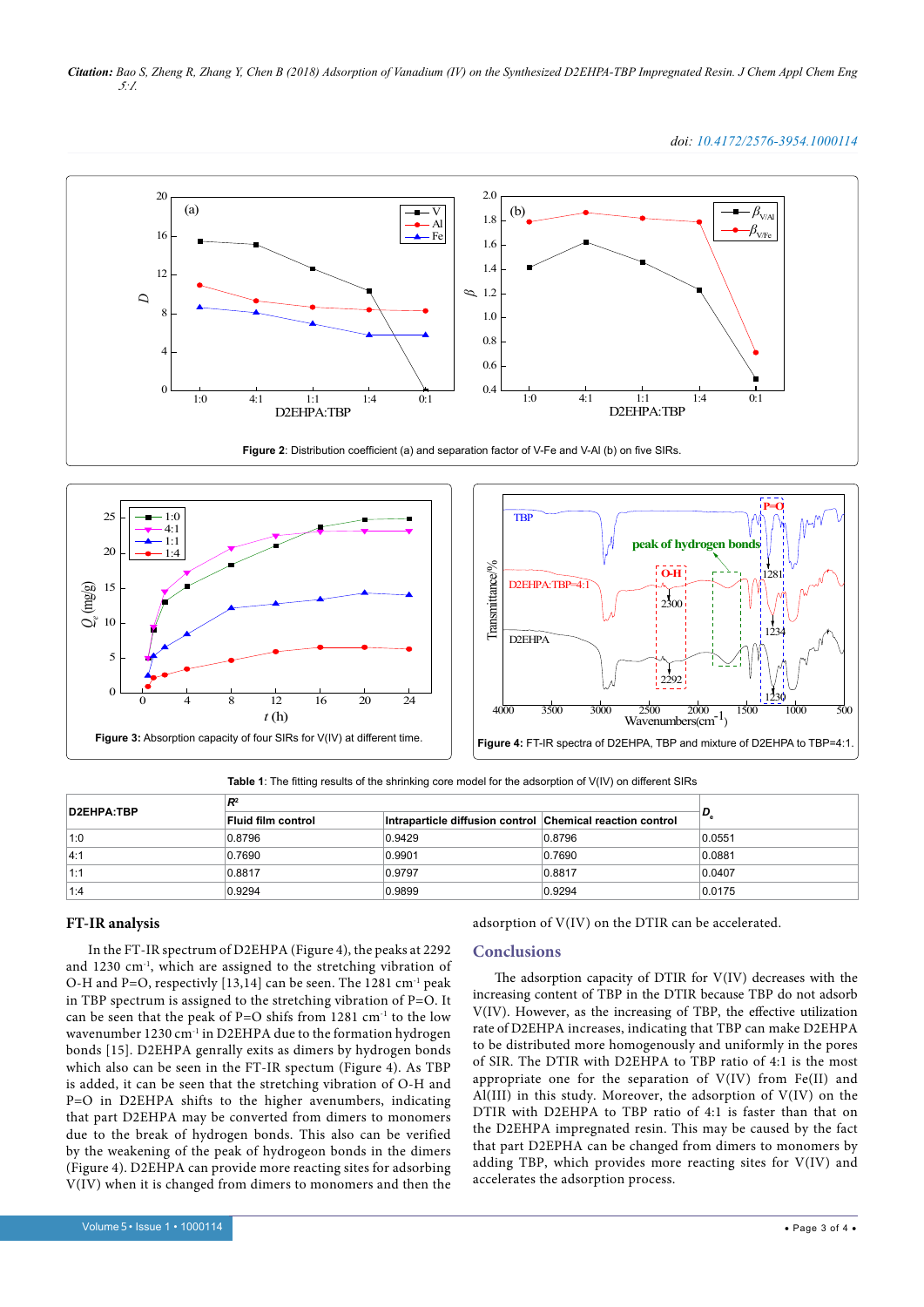Figure 2: Distribution coefficient (a) and separation factor of V-Fe and V-Al (b) on five SIRs.

Figure 3: Absorption capacity of four SIRs for V(IV) at different time.

Figure 4: FT-IR spectra of D2EHPA, TBP and mixture of D2EHPA to TBP=4:1.

Table 1: The fitting results of the shrinking core model for the adsorption of V(IV) on different SIRs

| D2EHPA:TBP | $R^2$ | | | $D_e$ |
|---|---|---|---|---|
| | Fluid film control | Intraparticle diffusion control | Chemical reaction control | |
| 1:0 | 0.8796 | 0.9429 | 0.8796 | 0.0551 |
| 4:1 | 0.7690 | 0.9901 | 0.7690 | 0.0881 |
| 1:1 | 0.8817 | 0.9797 | 0.8817 | 0.0407 |
| 1:4 | 0.9294 | 0.9899 | 0.9294 | 0.0175 |

## FT-IR analysis

In the FT-IR spectrum of D2EHPA (Figure 4), the peaks at 2292 and 1230 cm$^{-1}$, which are assigned to the stretching vibration of O-H and P=O, respectively [13,14] can be seen. The 1281 cm$^{-1}$ peak in TBP spectrum is assigned to the stretching vibration of P=O. It can be seen that the peak of P=O shifs from 1281 cm$^{-1}$ to the low wavenumber 1230 cm$^{-1}$ in D2EHPA due to the formation hydrogen bonds [15]. D2EHPA genrally exits as dimers by hydrogen bonds which also can be seen in the FT-IR spectum (Figure 4). As TBP is added, it can be seen that the stretching vibration of O-H and P=O in D2EHPA shifts to the higher avenumbers, indicating that part D2EHPA may be converted from dimers to monomers due to the break of hydrogen bonds. This also can be verified by the weakening of the peak of hydrogen bonds in the dimers (Figure 4). D2EHPA can provide more reacting sites for adsorbing V(IV) when it is changed from dimers to monomers and then the adsorption of V(IV) on the DTIR can be accelerated.

## Conclusions

The adsorption capacity of DTIR for V(IV) decreases with the increasing content of TBP in the DTIR because TBP do not adsorb V(IV). However, as the increasing of TBP, the effective utilization rate of D2EHPA increases, indicating that TBP can make D2EHPA to be distributed more homogenously and uniformly in the pores of SIR. The DTIR with D2EHPA to TBP ratio of 4:1 is the most appropriate one for the separation of V(IV) from Fe(II) and Al(III) in this study. Moreover, the adsorption of V(IV) on the DTIR with D2EHPA to TBP ratio of 4:1 is faster than that on the D2EHPA impregnated resin. This may be caused by the fact that part D2EPHA can be changed from dimers to monomers by adding TBP, which provides more reacting sites for V(IV) and accelerates the adsorption process.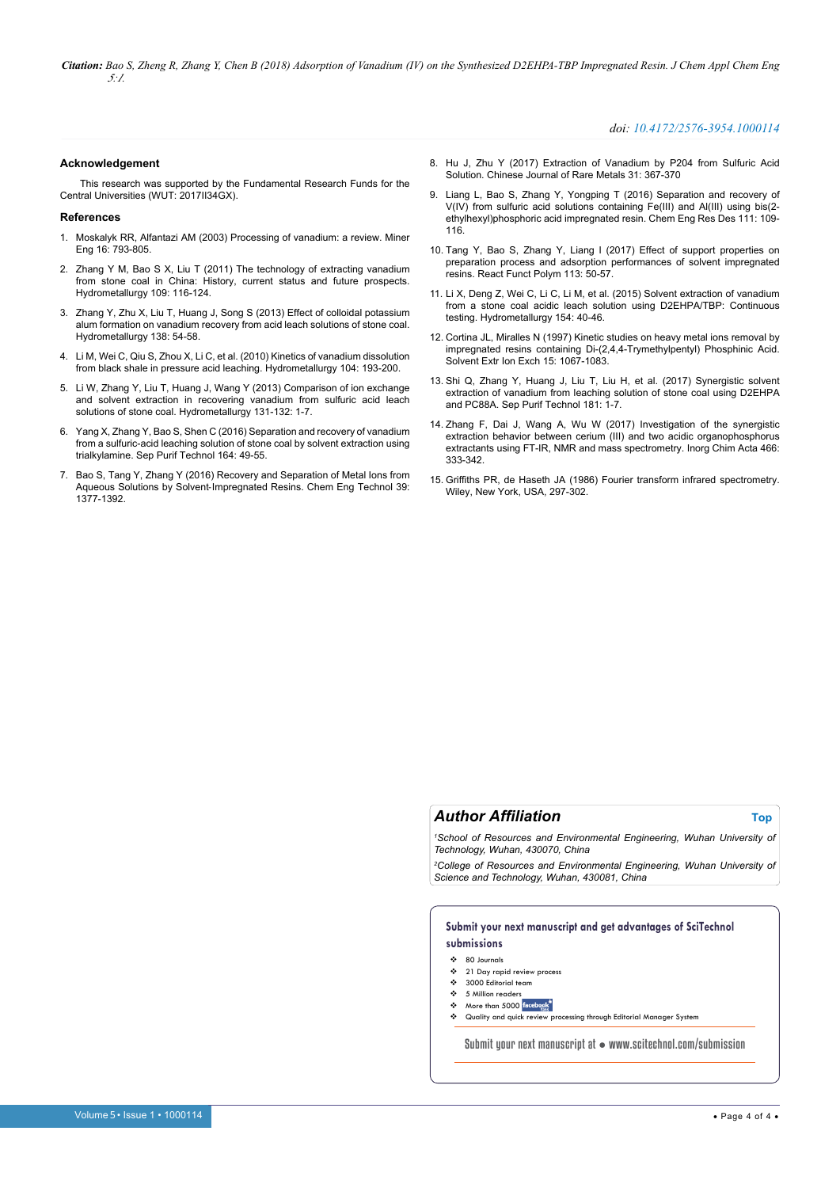## Acknowledgement

This research was supported by the Fundamental Research Funds for the Central Universities (WUT: 2017II34GX).

## References

1. Moskalyk RR, Alfantazi AM (2003) Processing of vanadium: a review. Miner Eng 16: 793-805.
2. Zhang Y M, Bao S X, Liu T (2011) The technology of extracting vanadium from stone coal in China: History, current status and future prospects. Hydrometallurgy 109: 116-124.
3. Zhang Y, Zhu X, Liu T, Huang J, Song S (2013) Effect of colloidal potassium alum formation on vanadium recovery from acid leach solutions of stone coal. Hydrometallurgy 138: 54-58.
4. Li M, Wei C, Qiu S, Zhou X, Li C, et al. (2010) Kinetics of vanadium dissolution from black shale in pressure acid leaching. Hydrometallurgy 104: 193-200.
5. Li W, Zhang Y, Liu T, Huang J, Wang Y (2013) Comparison of ion exchange and solvent extraction in recovering vanadium from sulfuric acid leach solutions of stone coal. Hydrometallurgy 131-132: 1-7.
6. Yang X, Zhang Y, Bao S, Shen C (2016) Separation and recovery of vanadium from a sulfuric-acid leaching solution of stone coal by solvent extraction using trialkylamine. Sep Purif Technol 164: 49-55.
7. Bao S, Tang Y, Zhang Y (2016) Recovery and Separation of Metal Ions from Aqueous Solutions by Solvent-Impregnated Resins. Chem Eng Technol 39: 1377-1392.
8. Hu J, Zhu Y (2017) Extraction of Vanadium by P204 from Sulfuric Acid Solution. Chinese Journal of Rare Metals 31: 367-370
9. Liang L, Bao S, Zhang Y, Yongping T (2016) Separation and recovery of V(IV) from sulfuric acid solutions containing Fe(III) and Al(III) using bis(2-ethylhexyl)phosphoric acid impregnated resin. Chem Eng Res Des 111: 109-116.
10. Tang Y, Bao S, Zhang Y, Liang l (2017) Effect of support properties on preparation process and adsorption performances of solvent impregnated resins. React Funct Polym 113: 50-57.
11. Li X, Deng Z, Wei C, Li C, Li M, et al. (2015) Solvent extraction of vanadium from a stone coal acidic leach solution using D2EHPA/TBP: Continuous testing. Hydrometallurgy 154: 40-46.
12. Cortina JL, Miralles N (1997) Kinetic studies on heavy metal ions removal by impregnated resins containing Di-(2,4,4-Trymethylpentyl) Phosphinic Acid. Solvent Extr Ion Exch 15: 1067-1083.
13. Shi Q, Zhang Y, Huang J, Liu T, Liu H, et al. (2017) Synergistic solvent extraction of vanadium from leaching solution of stone coal using D2EHPA and PC88A. Sep Purif Technol 181: 1-7.
14. Zhang F, Dai J, Wang A, Wu W (2017) Investigation of the synergistic extraction behavior between cerium (III) and two acidic organophosphorus extractants using FT-IR, NMR and mass spectrometry. Inorg Chim Acta 466: 333-342.
15. Griffiths PR, de Haseth JA (1986) Fourier transform infrared spectrometry. Wiley, New York, USA, 297-302.

## Author Affiliation

[1]School of Resources and Environmental Engineering, Wuhan University of Technology, Wuhan, 430070, China

[2]College of Resources and Environmental Engineering, Wuhan University of Science and Technology, Wuhan, 430081, China

**Submit your next manuscript and get advantages of SciTechnol submissions**

- 80 Journals
- 21 Day rapid review process
- 3000 Editorial team
- 5 Million readers
- More than 5000 facebook
- Quality and quick review processing through Editorial Manager System

Submit your next manuscript at ● www.scitechnol.com/submission